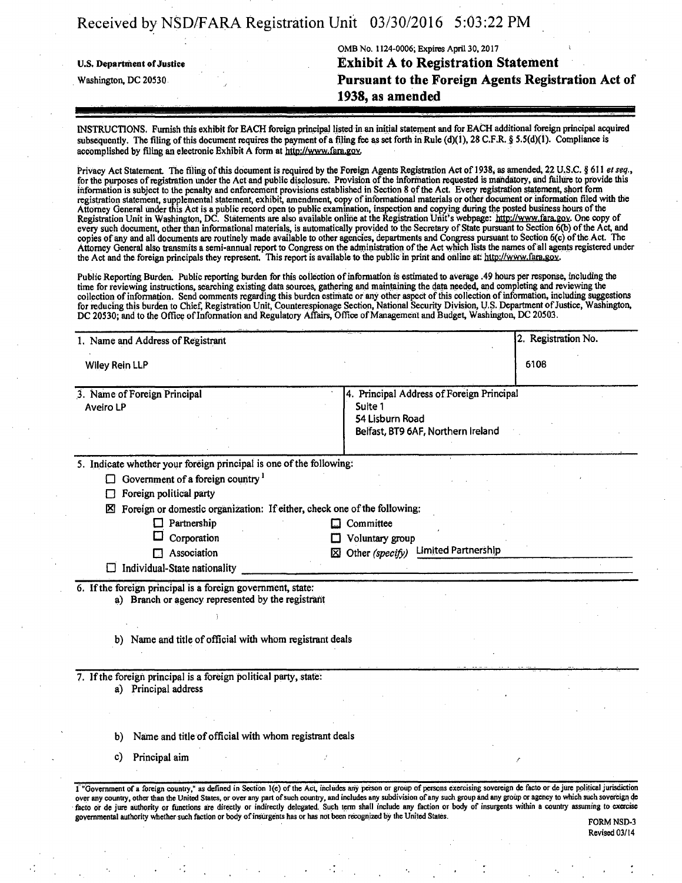Received by NSD/FARA Registration Unit 03/30/2016 5:03:22 PM

OMB No. 1124-0006; Expires April 30, 2017

U.S. Department of Justice
Washington, DC 20530

# Exhibit A to Registration Statement Pursuant to the Foreign Agents Registration Act of 1938, as amended

INSTRUCTIONS. Furnish this exhibit for EACH foreign principal listed in an initial statement and for EACH additional foreign principal acquired subsequently. The filing of this document requires the payment of a filing fee as set forth in Rule (d)(1), 28 C.F.R. § 5.5(d)(1). Compliance is accomplished by filing an electronic Exhibit A form at http://www.fara.gov.

Privacy Act Statement. The filing of this document is required by the Foreign Agents Registration Act of 1938, as amended, 22 U.S.C. § 611 *et seq.*, for the purposes of registration under the Act and public disclosure. Provision of the information requested is mandatory, and failure to provide this information is subject to the penalty and enforcement provisions established in Section 8 of the Act. Every registration statement, short form registration statement, supplemental statement, exhibit, amendment, copy of informational materials or other document or information filed with the Attorney General under this Act is a public record open to public examination, inspection and copying during the posted business hours of the Registration Unit in Washington, DC. Statements are also available online at the Registration Unit's webpage: http://www.fara.gov. One copy of every such document, other than informational materials, is automatically provided to the Secretary of State pursuant to Section 6(b) of the Act, and copies of any and all documents are routinely made available to other agencies, departments and Congress pursuant to Section 6(c) of the Act. The Attorney General also transmits a semi-annual report to Congress on the administration of the Act which lists the names of all agents registered under the Act and the foreign principals they represent. This report is available to the public in print and online at: http://www.fara.gov.

Public Reporting Burden. Public reporting burden for this collection of information is estimated to average .49 hours per response, including the time for reviewing instructions, searching existing data sources, gathering and maintaining the data needed, and completing and reviewing the collection of information. Send comments regarding this burden estimate or any other aspect of this collection of information, including suggestions for reducing this burden to Chief, Registration Unit, Counterespionage Section, National Security Division, U.S. Department of Justice, Washington, DC 20530; and to the Office of Information and Regulatory Affairs, Office of Management and Budget, Washington, DC 20503.

| 1. Name and Address of Registrant | 2. Registration No. |
|---|---|
| Wiley Rein LLP | 6108 |

| 3. Name of Foreign Principal | 4. Principal Address of Foreign Principal |
|---|---|
| Aveiro LP | Suite 1<br>54 Lisburn Road<br>Belfast, BT9 6AF, Northern Ireland |

5. Indicate whether your foreign principal is one of the following:

- ☐ Government of a foreign country [1]
- ☐ Foreign political party
- ☒ Foreign or domestic organization: If either, check one of the following:
  - ☐ Partnership
  - ☐ Committee
  - ☐ Corporation
  - ☐ Voluntary group
  - ☐ Association
  - ☒ Other *(specify)* Limited Partnership
- ☐ Individual-State nationality

6. If the foreign principal is a foreign government, state:
   a) Branch or agency represented by the registrant

   b) Name and title of official with whom registrant deals

7. If the foreign principal is a foreign political party, state:
   a) Principal address

   b) Name and title of official with whom registrant deals

   c) Principal aim

[1] "Government of a foreign country," as defined in Section 1(e) of the Act, includes any person or group of persons exercising sovereign de facto or de jure political jurisdiction over any country, other than the United States, or over any part of such country, and includes any subdivision of any such group and any group or agency to which such sovereign de facto or de jure authority or functions are directly or indirectly delegated. Such term shall include any faction or body of insurgents within a country assuming to exercise governmental authority whether such faction or body of insurgents has or has not been recognized by the United States.

FORM NSD-3
Revised 03/14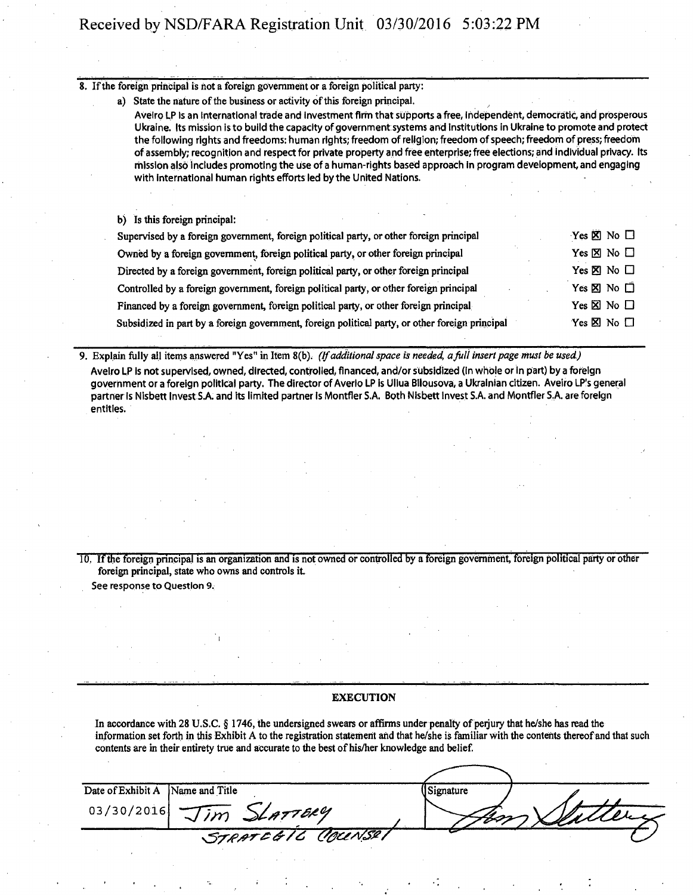Received by NSD/FARA Registration Unit 03/30/2016 5:03:22 PM

8. If the foreign principal is not a foreign government or a foreign political party:

   a) State the nature of the business or activity of this foreign principal.

      Aveiro LP is an international trade and investment firm that supports a free, independent, democratic, and prosperous Ukraine. Its mission is to build the capacity of government systems and institutions in Ukraine to promote and protect the following rights and freedoms: human rights; freedom of religion; freedom of speech; freedom of press; freedom of assembly; recognition and respect for private property and free enterprise; free elections; and individual privacy. Its mission also includes promoting the use of a human-rights based approach in program development, and engaging with international human rights efforts led by the United Nations.

   b) Is this foreign principal:

| | |
|---|---|
| Supervised by a foreign government, foreign political party, or other foreign principal | Yes ☒ No ☐ |
| Owned by a foreign government, foreign political party, or other foreign principal | Yes ☒ No ☐ |
| Directed by a foreign government, foreign political party, or other foreign principal | Yes ☒ No ☐ |
| Controlled by a foreign government, foreign political party, or other foreign principal | Yes ☒ No ☐ |
| Financed by a foreign government, foreign political party, or other foreign principal | Yes ☒ No ☐ |
| Subsidized in part by a foreign government, foreign political party, or other foreign principal | Yes ☒ No ☐ |

9. Explain fully all items answered "Yes" in Item 8(b). *(If additional space is needed, a full insert page must be used.)*

   Aveiro LP is not supervised, owned, directed, controlled, financed, and/or subsidized (in whole or in part) by a foreign government or a foreign political party. The director of Averio LP is Uliua Bilousova, a Ukrainian citizen. Aveiro LP's general partner is Nisbett Invest S.A. and its limited partner is Montfler S.A. Both Nisbett Invest S.A. and Montfler S.A. are foreign entities.

10. If the foreign principal is an organization and is not owned or controlled by a foreign government, foreign political party or other foreign principal, state who owns and controls it.

    See response to Question 9.

## EXECUTION

In accordance with 28 U.S.C. § 1746, the undersigned swears or affirms under penalty of perjury that he/she has read the information set forth in this Exhibit A to the registration statement and that he/she is familiar with the contents thereof and that such contents are in their entirety true and accurate to the best of his/her knowledge and belief.

| Date of Exhibit A | Name and Title | Signature |
|---|---|---|
| 03/30/2016 | Jim Slattery Strategic Counsel | Jim Slattery |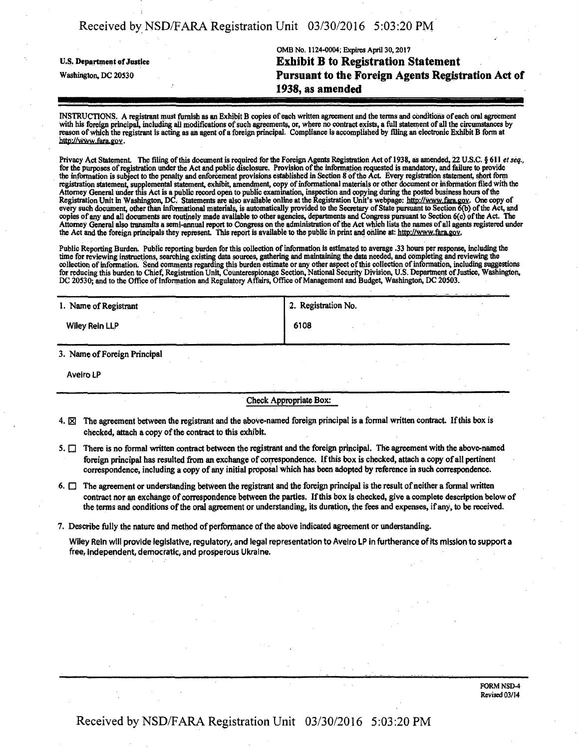U.S. Department of Justice

Washington, DC 20530

OMB No. 1124-0004; Expires April 30, 2017

# Exhibit B to Registration Statement Pursuant to the Foreign Agents Registration Act of 1938, as amended

INSTRUCTIONS. A registrant must furnish as an Exhibit B copies of each written agreement and the terms and conditions of each oral agreement with his foreign principal, including all modifications of such agreements, or, where no contract exists, a full statement of all the circumstances by reason of which the registrant is acting as an agent of a foreign principal. Compliance is accomplished by filing an electronic Exhibit B form at http://www.fara.gov.

Privacy Act Statement. The filing of this document is required for the Foreign Agents Registration Act of 1938, as amended, 22 U.S.C. § 611 *et seq.*, for the purposes of registration under the Act and public disclosure. Provision of the information requested is mandatory, and failure to provide the information is subject to the penalty and enforcement provisions established in Section 8 of the Act. Every registration statement, short form registration statement, supplemental statement, exhibit, amendment, copy of informational materials or other document or information filed with the Attorney General under this Act is a public record open to public examination, inspection and copying during the posted business hours of the Registration Unit in Washington, DC. Statements are also available online at the Registration Unit's webpage: http://www.fara.gov. One copy of every such document, other than informational materials, is automatically provided to the Secretary of State pursuant to Section 6(b) of the Act, and copies of any and all documents are routinely made available to other agencies, departments and Congress pursuant to Section 6(c) of the Act. The Attorney General also transmits a semi-annual report to Congress on the administration of the Act which lists the names of all agents registered under the Act and the foreign principals they represent. This report is available to the public in print and online at: http://www.fara.gov.

Public Reporting Burden. Public reporting burden for this collection of information is estimated to average .33 hours per response, including the time for reviewing instructions, searching existing data sources, gathering and maintaining the data needed, and completing and reviewing the collection of information. Send comments regarding this burden estimate or any other aspect of this collection of information, including suggestions for reducing this burden to Chief, Registration Unit, Counterespionage Section, National Security Division, U.S. Department of Justice, Washington, DC 20530; and to the Office of Information and Regulatory Affairs, Office of Management and Budget, Washington, DC 20503.

| 1. Name of Registrant | 2. Registration No. |
| --- | --- |
| Wiley Rein LLP | 6108 |

3. Name of Foreign Principal

Aveiro LP

Check Appropriate Box:

4. ☒ The agreement between the registrant and the above-named foreign principal is a formal written contract. If this box is checked, attach a copy of the contract to this exhibit.

5. ☐ There is no formal written contract between the registrant and the foreign principal. The agreement with the above-named foreign principal has resulted from an exchange of correspondence. If this box is checked, attach a copy of all pertinent correspondence, including a copy of any initial proposal which has been adopted by reference in such correspondence.

6. ☐ The agreement or understanding between the registrant and the foreign principal is the result of neither a formal written contract nor an exchange of correspondence between the parties. If this box is checked, give a complete description below of the terms and conditions of the oral agreement or understanding, its duration, the fees and expenses, if any, to be received.

7. Describe fully the nature and method of performance of the above indicated agreement or understanding.

Wiley Rein will provide legislative, regulatory, and legal representation to Aveiro LP in furtherance of its mission to support a free, independent, democratic, and prosperous Ukraine.

FORM NSD-4
Revised 03/14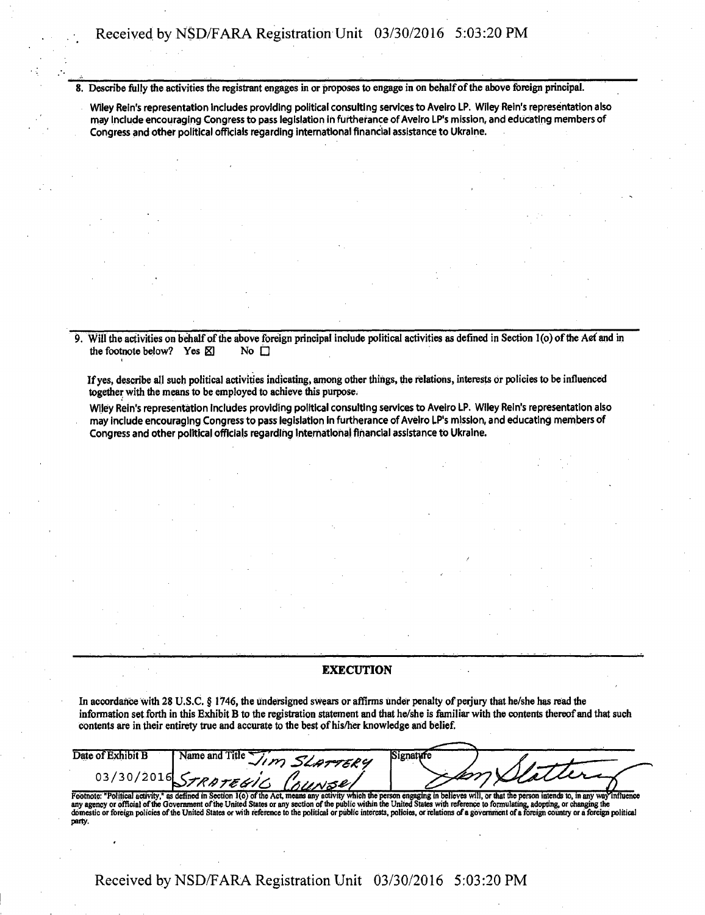8. Describe fully the activities the registrant engages in or proposes to engage in on behalf of the above foreign principal.

   Wiley Rein's representation includes providing political consulting services to Aveiro LP. Wiley Rein's representation also may include encouraging Congress to pass legislation in furtherance of Aveiro LP's mission, and educating members of Congress and other political officials regarding international financial assistance to Ukraine.

9. Will the activities on behalf of the above foreign principal include political activities as defined in Section 1(o) of the Act and in the footnote below? Yes ☒ No ☐

   If yes, describe all such political activities indicating, among other things, the relations, interests or policies to be influenced together with the means to be employed to achieve this purpose.

   Wiley Rein's representation includes providing political consulting services to Aveiro LP. Wiley Rein's representation also may include encouraging Congress to pass legislation in furtherance of Aveiro LP's mission, and educating members of Congress and other political officials regarding international financial assistance to Ukraine.

## EXECUTION

In accordance with 28 U.S.C. § 1746, the undersigned swears or affirms under penalty of perjury that he/she has read the information set forth in this Exhibit B to the registration statement and that he/she is familiar with the contents thereof and that such contents are in their entirety true and accurate to the best of his/her knowledge and belief.

| Date of Exhibit B | Name and Title | Signature |
| --- | --- | --- |
| 03/30/2016 | Jim Slattery Strategic Counsel | Jim Slattery |

Footnote: "Political activity," as defined in Section 1(o) of the Act, means any activity which the person engaging in believes will, or that the person intends to, in any way influence any agency or official of the Government of the United States or any section of the public within the United States with reference to formulating, adopting, or changing the domestic or foreign policies of the United States or with reference to the political or public interests, policies, or relations of a government of a foreign country or a foreign political party.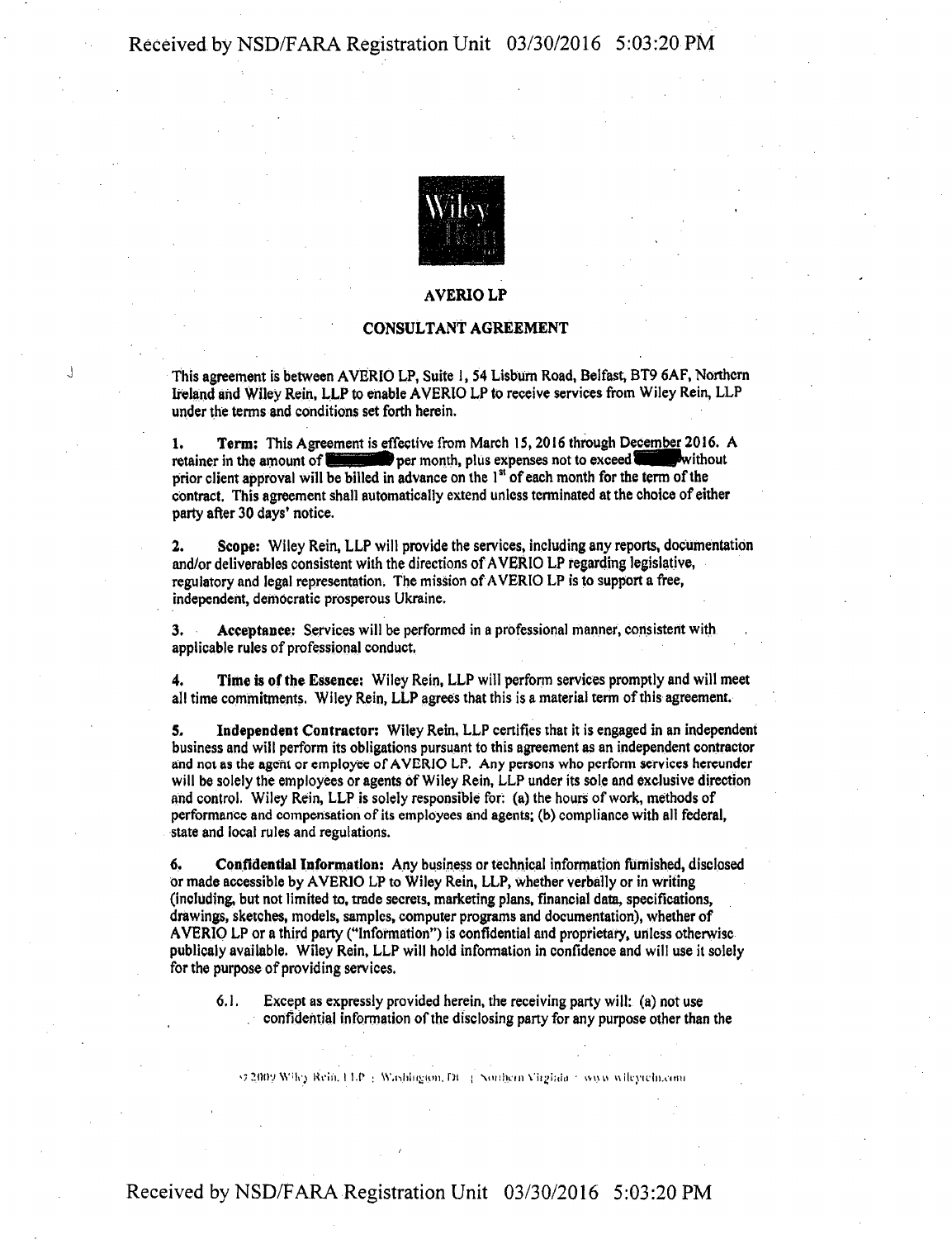**AVERIO LP**

**CONSULTANT AGREEMENT**

This agreement is between AVERIO LP, Suite 1, 54 Lisburn Road, Belfast, BT9 6AF, Northern Ireland and Wiley Rein, LLP to enable AVERIO LP to receive services from Wiley Rein, LLP under the terms and conditions set forth herein.

1. **Term:** This Agreement is effective from March 15, 2016 through December 2016. A retainer in the amount of [redacted] per month, plus expenses not to exceed [redacted] without prior client approval will be billed in advance on the 1st of each month for the term of the contract. This agreement shall automatically extend unless terminated at the choice of either party after 30 days' notice.

2. **Scope:** Wiley Rein, LLP will provide the services, including any reports, documentation and/or deliverables consistent with the directions of AVERIO LP regarding legislative, regulatory and legal representation. The mission of AVERIO LP is to support a free, independent, democratic prosperous Ukraine.

3. **Acceptance:** Services will be performed in a professional manner, consistent with applicable rules of professional conduct.

4. **Time is of the Essence:** Wiley Rein, LLP will perform services promptly and will meet all time commitments. Wiley Rein, LLP agrees that this is a material term of this agreement.

5. **Independent Contractor:** Wiley Rein, LLP certifies that it is engaged in an independent business and will perform its obligations pursuant to this agreement as an independent contractor and not as the agent or employee of AVERIO LP. Any persons who perform services hereunder will be solely the employees or agents of Wiley Rein, LLP under its sole and exclusive direction and control. Wiley Rein, LLP is solely responsible for: (a) the hours of work, methods of performance and compensation of its employees and agents; (b) compliance with all federal, state and local rules and regulations.

6. **Confidential Information:** Any business or technical information furnished, disclosed or made accessible by AVERIO LP to Wiley Rein, LLP, whether verbally or in writing (including, but not limited to, trade secrets, marketing plans, financial data, specifications, drawings, sketches, models, samples, computer programs and documentation), whether of AVERIO LP or a third party ("Information") is confidential and proprietary, unless otherwise publicaly available. Wiley Rein, LLP will hold information in confidence and will use it solely for the purpose of providing services.

   6.1. Except as expressly provided herein, the receiving party will: (a) not use confidential information of the disclosing party for any purpose other than the

© 2009 Wiley Rein, LLP | Washington, DC | Northern Virginia | www.wileyrein.com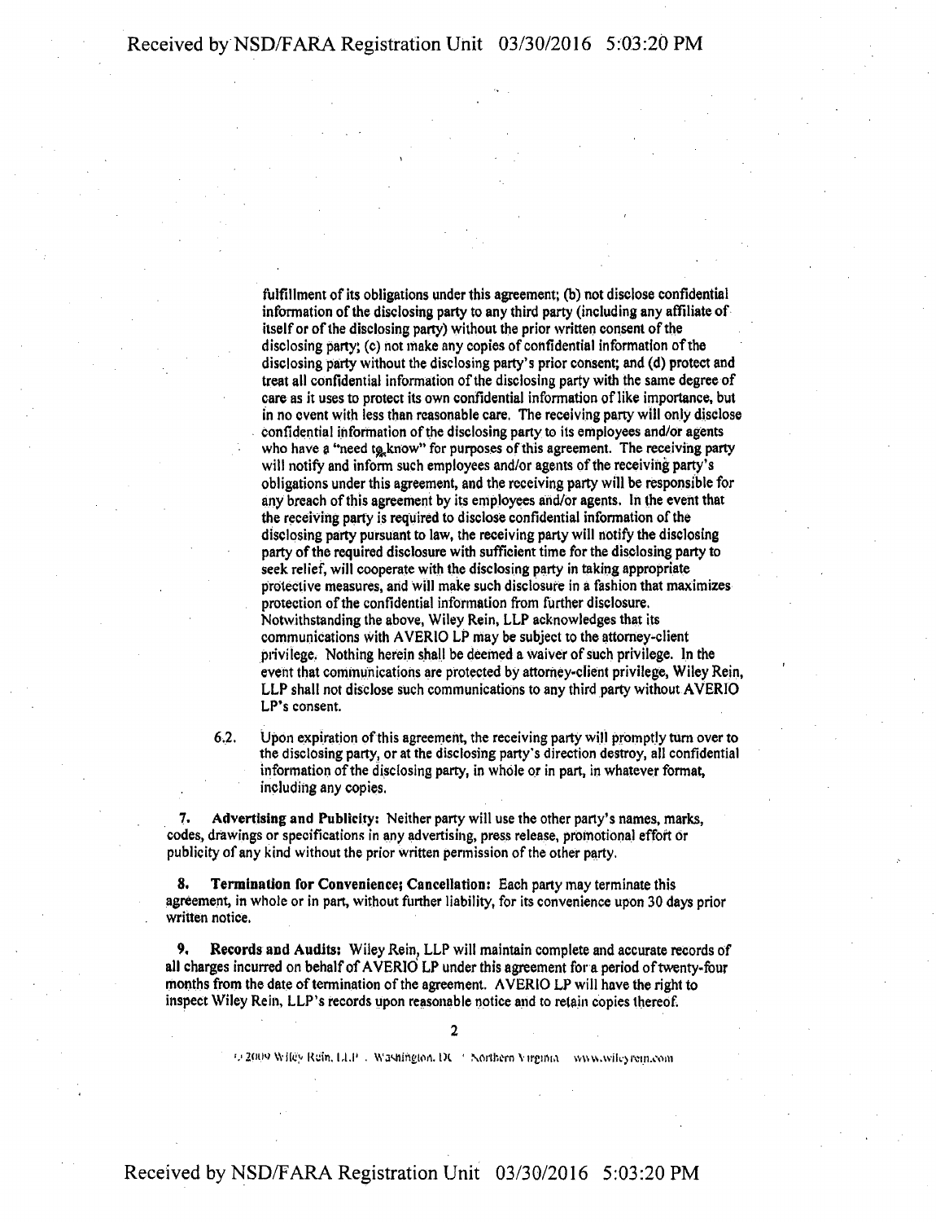fulfillment of its obligations under this agreement; (b) not disclose confidential information of the disclosing party to any third party (including any affiliate of itself or of the disclosing party) without the prior written consent of the disclosing party; (c) not make any copies of confidential information of the disclosing party without the disclosing party's prior consent; and (d) protect and treat all confidential information of the disclosing party with the same degree of care as it uses to protect its own confidential information of like importance, but in no event with less than reasonable care. The receiving party will only disclose confidential information of the disclosing party to its employees and/or agents who have a "need to know" for purposes of this agreement. The receiving party will notify and inform such employees and/or agents of the receiving party's obligations under this agreement, and the receiving party will be responsible for any breach of this agreement by its employees and/or agents. In the event that the receiving party is required to disclose confidential information of the disclosing party pursuant to law, the receiving party will notify the disclosing party of the required disclosure with sufficient time for the disclosing party to seek relief, will cooperate with the disclosing party in taking appropriate protective measures, and will make such disclosure in a fashion that maximizes protection of the confidential information from further disclosure. Notwithstanding the above, Wiley Rein, LLP acknowledges that its communications with AVERIO LP may be subject to the attorney-client privilege. Nothing herein shall be deemed a waiver of such privilege. In the event that communications are protected by attorney-client privilege, Wiley Rein, LLP shall not disclose such communications to any third party without AVERIO LP's consent.

6.2. Upon expiration of this agreement, the receiving party will promptly turn over to the disclosing party, or at the disclosing party's direction destroy, all confidential information of the disclosing party, in whole or in part, in whatever format, including any copies.

7. **Advertising and Publicity:** Neither party will use the other party's names, marks, codes, drawings or specifications in any advertising, press release, promotional effort or publicity of any kind without the prior written permission of the other party.

8. **Termination for Convenience; Cancellation:** Each party may terminate this agreement, in whole or in part, without further liability, for its convenience upon 30 days prior written notice.

9. **Records and Audits:** Wiley Rein, LLP will maintain complete and accurate records of all charges incurred on behalf of AVERIO LP under this agreement for a period of twenty-four months from the date of termination of the agreement. AVERIO LP will have the right to inspect Wiley Rein, LLP's records upon reasonable notice and to retain copies thereof.

© 2009 Wiley Rein, LLP . Washington, DC · Northern Virginia www.wileyrein.com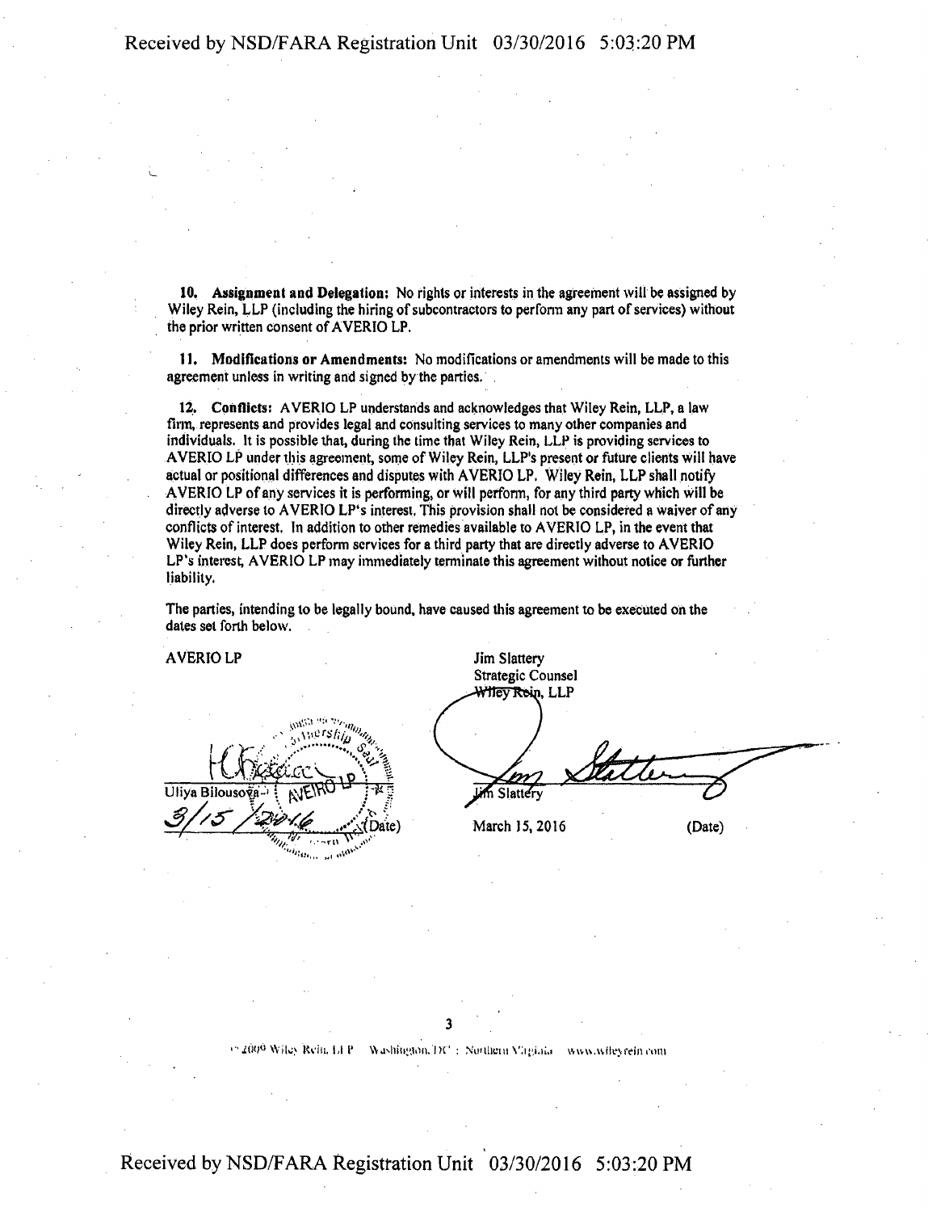**10. Assignment and Delegation:** No rights or interests in the agreement will be assigned by Wiley Rein, LLP (including the hiring of subcontractors to perform any part of services) without the prior written consent of AVERIO LP.

**11. Modifications or Amendments:** No modifications or amendments will be made to this agreement unless in writing and signed by the parties.

**12. Conflicts:** AVERIO LP understands and acknowledges that Wiley Rein, LLP, a law firm, represents and provides legal and consulting services to many other companies and individuals. It is possible that, during the time that Wiley Rein, LLP is providing services to AVERIO LP under this agreement, some of Wiley Rein, LLP's present or future clients will have actual or positional differences and disputes with AVERIO LP. Wiley Rein, LLP shall notify AVERIO LP of any services it is performing, or will perform, for any third party which will be directly adverse to AVERIO LP's interest. This provision shall not be considered a waiver of any conflicts of interest. In addition to other remedies available to AVERIO LP, in the event that Wiley Rein, LLP does perform services for a third party that are directly adverse to AVERIO LP's interest, AVERIO LP may immediately terminate this agreement without notice or further liability.

The parties, intending to be legally bound, have caused this agreement to be executed on the dates set forth below.

AVERIO LP

Uliya Bilousova

3/15/2016 (Date)

Jim Slattery
Strategic Counsel
Wiley Rein, LLP

Jim Slattery

March 15, 2016 (Date)

© 2009 Wiley Rein, LLP Washington, DC : Northern Virginia www.wileyrein.com